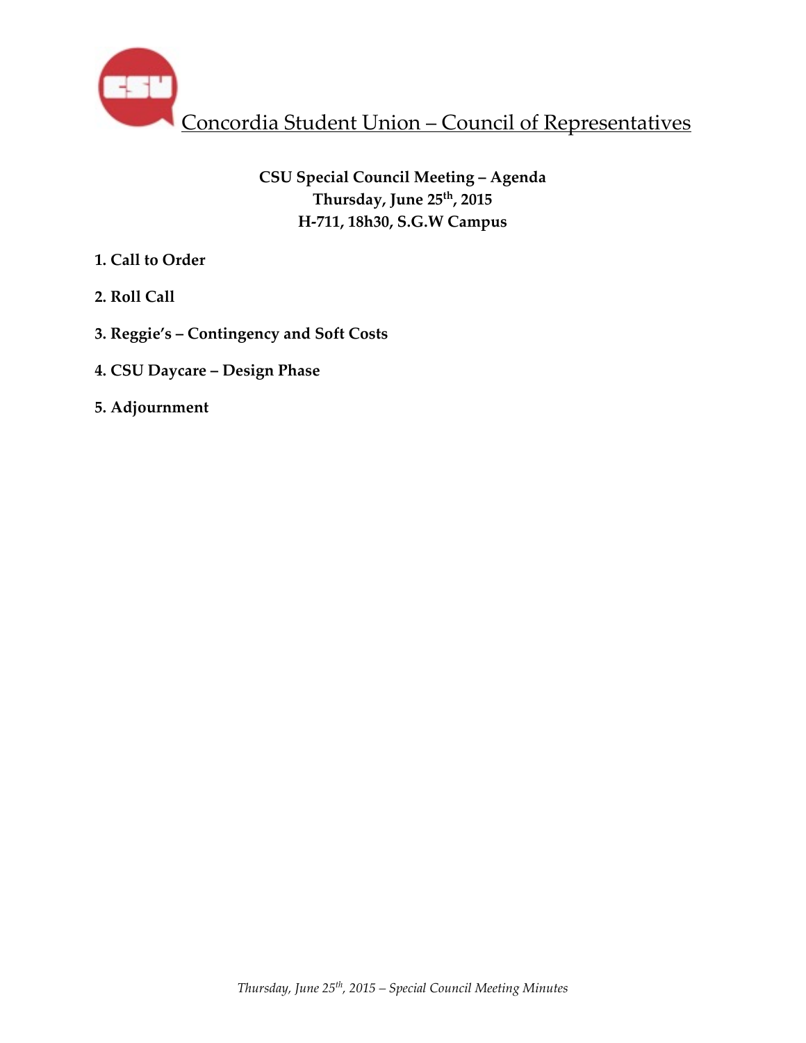# Concordia Student Union – Council of Representatives

**CSU Special Council Meeting – Agenda**
**Thursday, June 25th, 2015**
**H-711, 18h30, S.G.W Campus**

**1. Call to Order**

**2. Roll Call**

**3. Reggie's – Contingency and Soft Costs**

**4. CSU Daycare – Design Phase**

**5. Adjournment**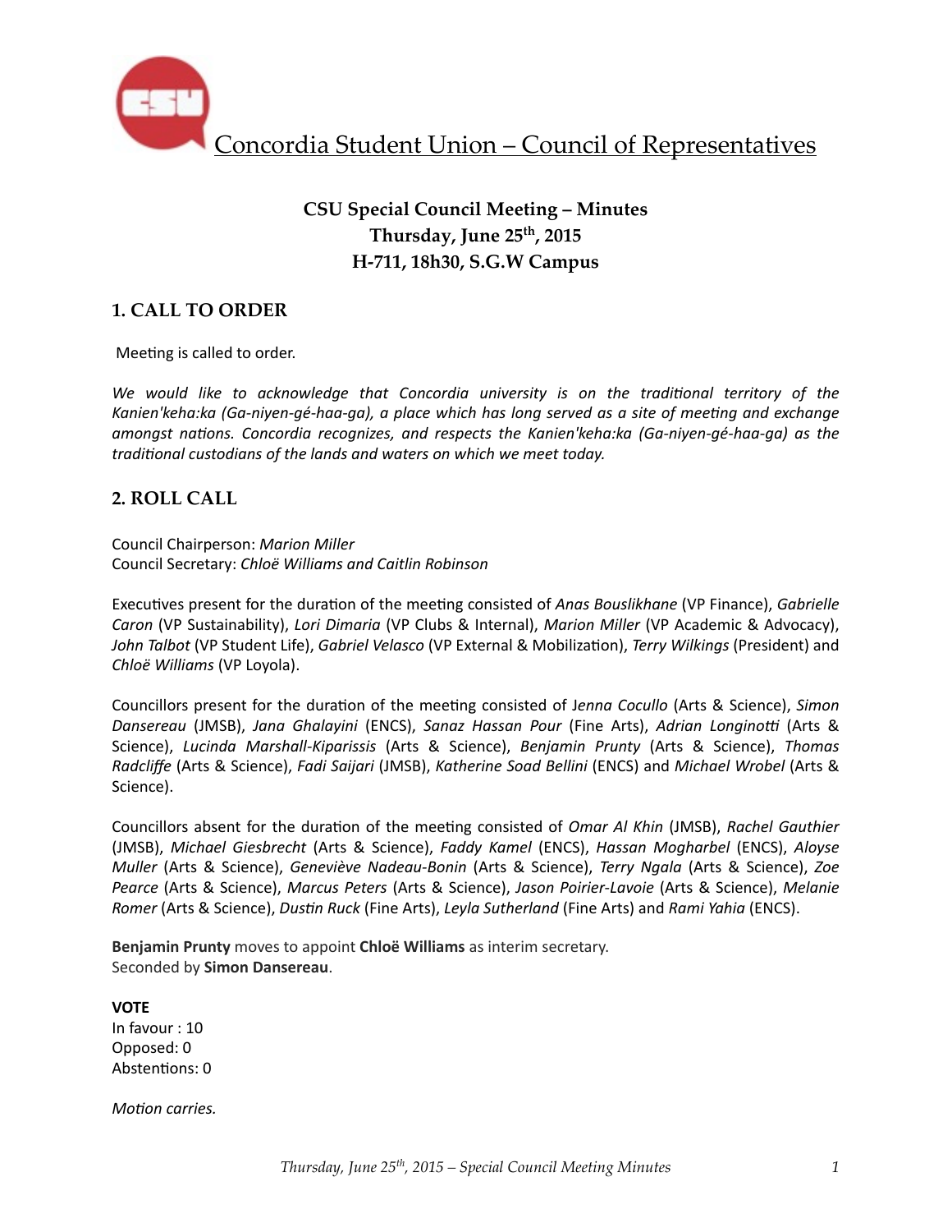Concordia Student Union – Council of Representatives

**CSU Special Council Meeting – Minutes**
**Thursday, June 25th, 2015**
**H-711, 18h30, S.G.W Campus**

## 1. CALL TO ORDER

Meeting is called to order.

*We would like to acknowledge that Concordia university is on the traditional territory of the Kanien'keha:ka (Ga-niyen-gé-haa-ga), a place which has long served as a site of meeting and exchange amongst nations. Concordia recognizes, and respects the Kanien'keha:ka (Ga-niyen-gé-haa-ga) as the traditional custodians of the lands and waters on which we meet today.*

## 2. ROLL CALL

Council Chairperson: *Marion Miller*
Council Secretary: *Chloë Williams and Caitlin Robinson*

Executives present for the duration of the meeting consisted of *Anas Bouslikhane* (VP Finance), *Gabrielle Caron* (VP Sustainability), *Lori Dimaria* (VP Clubs & Internal), *Marion Miller* (VP Academic & Advocacy), *John Talbot* (VP Student Life), *Gabriel Velasco* (VP External & Mobilization), *Terry Wilkings* (President) and *Chloë Williams* (VP Loyola).

Councillors present for the duration of the meeting consisted of *Jenna Cocullo* (Arts & Science), *Simon Dansereau* (JMSB), *Jana Ghalayini* (ENCS), *Sanaz Hassan Pour* (Fine Arts), *Adrian Longinotti* (Arts & Science), *Lucinda Marshall-Kiparissis* (Arts & Science), *Benjamin Prunty* (Arts & Science), *Thomas Radcliffe* (Arts & Science), *Fadi Saijari* (JMSB), *Katherine Soad Bellini* (ENCS) and *Michael Wrobel* (Arts & Science).

Councillors absent for the duration of the meeting consisted of *Omar Al Khin* (JMSB), *Rachel Gauthier* (JMSB), *Michael Giesbrecht* (Arts & Science), *Faddy Kamel* (ENCS), *Hassan Mogharbel* (ENCS), *Aloyse Muller* (Arts & Science), *Geneviève Nadeau-Bonin* (Arts & Science), *Terry Ngala* (Arts & Science), *Zoe Pearce* (Arts & Science), *Marcus Peters* (Arts & Science), *Jason Poirier-Lavoie* (Arts & Science), *Melanie Romer* (Arts & Science), *Dustin Ruck* (Fine Arts), *Leyla Sutherland* (Fine Arts) and *Rami Yahia* (ENCS).

**Benjamin Prunty** moves to appoint **Chloë Williams** as interim secretary.
Seconded by **Simon Dansereau**.

**VOTE**
In favour : 10
Opposed: 0
Abstentions: 0

*Motion carries.*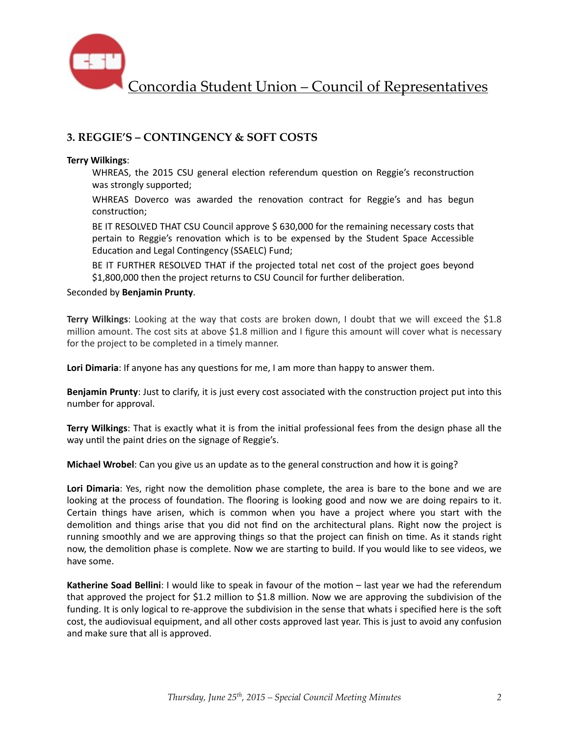## 3. REGGIE'S – CONTINGENCY & SOFT COSTS

**Terry Wilkings**:

WHREAS, the 2015 CSU general election referendum question on Reggie's reconstruction was strongly supported;

WHREAS Doverco was awarded the renovation contract for Reggie's and has begun construction;

BE IT RESOLVED THAT CSU Council approve $ 630,000 for the remaining necessary costs that pertain to Reggie's renovation which is to be expensed by the Student Space Accessible Education and Legal Contingency (SSAELC) Fund;

BE IT FURTHER RESOLVED THAT if the projected total net cost of the project goes beyond $1,800,000 then the project returns to CSU Council for further deliberation.

Seconded by **Benjamin Prunty**.

**Terry Wilkings**: Looking at the way that costs are broken down, I doubt that we will exceed the $1.8 million amount. The cost sits at above $1.8 million and I figure this amount will cover what is necessary for the project to be completed in a timely manner.

**Lori Dimaria**: If anyone has any questions for me, I am more than happy to answer them.

**Benjamin Prunty**: Just to clarify, it is just every cost associated with the construction project put into this number for approval.

**Terry Wilkings**: That is exactly what it is from the initial professional fees from the design phase all the way until the paint dries on the signage of Reggie's.

**Michael Wrobel**: Can you give us an update as to the general construction and how it is going?

**Lori Dimaria**: Yes, right now the demolition phase complete, the area is bare to the bone and we are looking at the process of foundation. The flooring is looking good and now we are doing repairs to it. Certain things have arisen, which is common when you have a project where you start with the demolition and things arise that you did not find on the architectural plans. Right now the project is running smoothly and we are approving things so that the project can finish on time. As it stands right now, the demolition phase is complete. Now we are starting to build. If you would like to see videos, we have some.

**Katherine Soad Bellini**: I would like to speak in favour of the motion – last year we had the referendum that approved the project for $1.2 million to $1.8 million. Now we are approving the subdivision of the funding. It is only logical to re-approve the subdivision in the sense that whats i specified here is the soft cost, the audiovisual equipment, and all other costs approved last year. This is just to avoid any confusion and make sure that all is approved.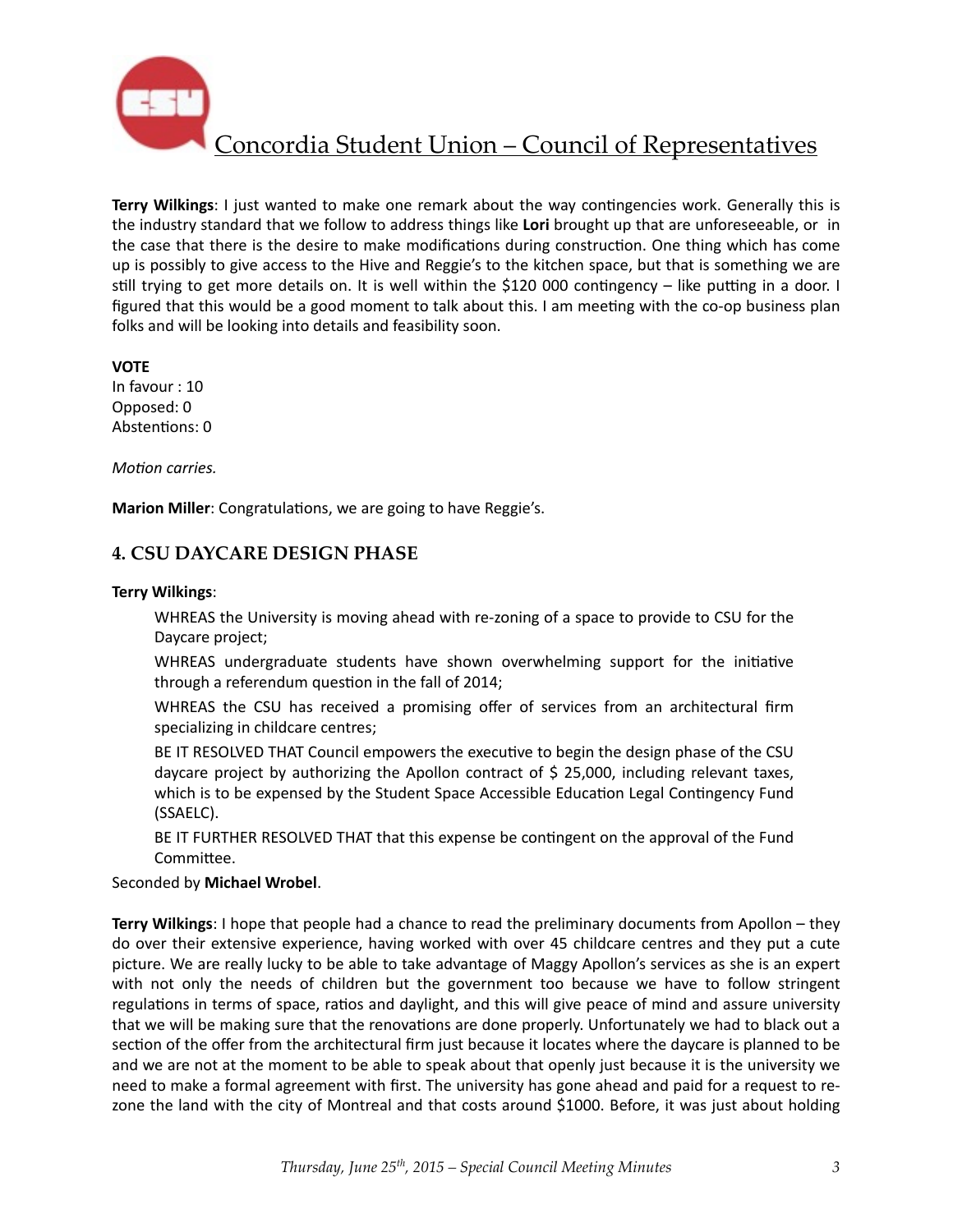**Terry Wilkings**: I just wanted to make one remark about the way contingencies work. Generally this is the industry standard that we follow to address things like **Lori** brought up that are unforeseeable, or in the case that there is the desire to make modifications during construction. One thing which has come up is possibly to give access to the Hive and Reggie's to the kitchen space, but that is something we are still trying to get more details on. It is well within the $120 000 contingency – like putting in a door. I figured that this would be a good moment to talk about this. I am meeting with the co-op business plan folks and will be looking into details and feasibility soon.

**VOTE**
In favour : 10
Opposed: 0
Abstentions: 0

*Motion carries.*

**Marion Miller**: Congratulations, we are going to have Reggie's.

## 4. CSU DAYCARE DESIGN PHASE

**Terry Wilkings**:

> WHREAS the University is moving ahead with re-zoning of a space to provide to CSU for the Daycare project;
>
> WHREAS undergraduate students have shown overwhelming support for the initiative through a referendum question in the fall of 2014;
>
> WHREAS the CSU has received a promising offer of services from an architectural firm specializing in childcare centres;
>
> BE IT RESOLVED THAT Council empowers the executive to begin the design phase of the CSU daycare project by authorizing the Apollon contract of $ 25,000, including relevant taxes, which is to be expensed by the Student Space Accessible Education Legal Contingency Fund (SSAELC).
>
> BE IT FURTHER RESOLVED THAT that this expense be contingent on the approval of the Fund Committee.

Seconded by **Michael Wrobel**.

**Terry Wilkings**: I hope that people had a chance to read the preliminary documents from Apollon – they do over their extensive experience, having worked with over 45 childcare centres and they put a cute picture. We are really lucky to be able to take advantage of Maggy Apollon's services as she is an expert with not only the needs of children but the government too because we have to follow stringent regulations in terms of space, ratios and daylight, and this will give peace of mind and assure university that we will be making sure that the renovations are done properly. Unfortunately we had to black out a section of the offer from the architectural firm just because it locates where the daycare is planned to be and we are not at the moment to be able to speak about that openly just because it is the university we need to make a formal agreement with first. The university has gone ahead and paid for a request to re-zone the land with the city of Montreal and that costs around $1000. Before, it was just about holding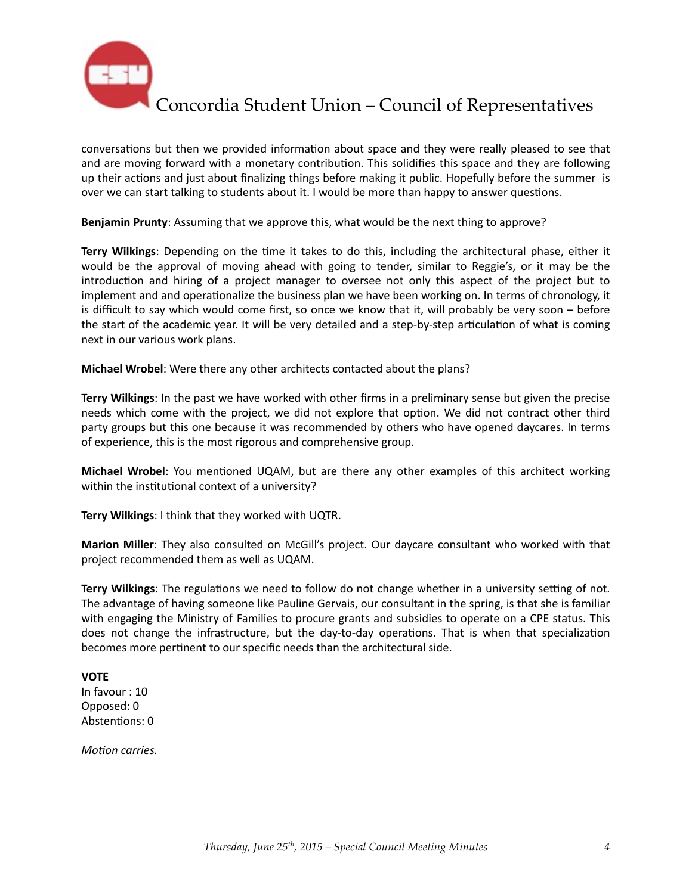conversations but then we provided information about space and they were really pleased to see that and are moving forward with a monetary contribution. This solidifies this space and they are following up their actions and just about finalizing things before making it public. Hopefully before the summer is over we can start talking to students about it. I would be more than happy to answer questions.

**Benjamin Prunty**: Assuming that we approve this, what would be the next thing to approve?

**Terry Wilkings**: Depending on the time it takes to do this, including the architectural phase, either it would be the approval of moving ahead with going to tender, similar to Reggie's, or it may be the introduction and hiring of a project manager to oversee not only this aspect of the project but to implement and and operationalize the business plan we have been working on. In terms of chronology, it is difficult to say which would come first, so once we know that it, will probably be very soon – before the start of the academic year. It will be very detailed and a step-by-step articulation of what is coming next in our various work plans.

**Michael Wrobel**: Were there any other architects contacted about the plans?

**Terry Wilkings**: In the past we have worked with other firms in a preliminary sense but given the precise needs which come with the project, we did not explore that option. We did not contract other third party groups but this one because it was recommended by others who have opened daycares. In terms of experience, this is the most rigorous and comprehensive group.

**Michael Wrobel**: You mentioned UQAM, but are there any other examples of this architect working within the institutional context of a university?

**Terry Wilkings**: I think that they worked with UQTR.

**Marion Miller**: They also consulted on McGill's project. Our daycare consultant who worked with that project recommended them as well as UQAM.

**Terry Wilkings**: The regulations we need to follow do not change whether in a university setting of not. The advantage of having someone like Pauline Gervais, our consultant in the spring, is that she is familiar with engaging the Ministry of Families to procure grants and subsidies to operate on a CPE status. This does not change the infrastructure, but the day-to-day operations. That is when that specialization becomes more pertinent to our specific needs than the architectural side.

**VOTE**
In favour : 10
Opposed: 0
Abstentions: 0

*Motion carries.*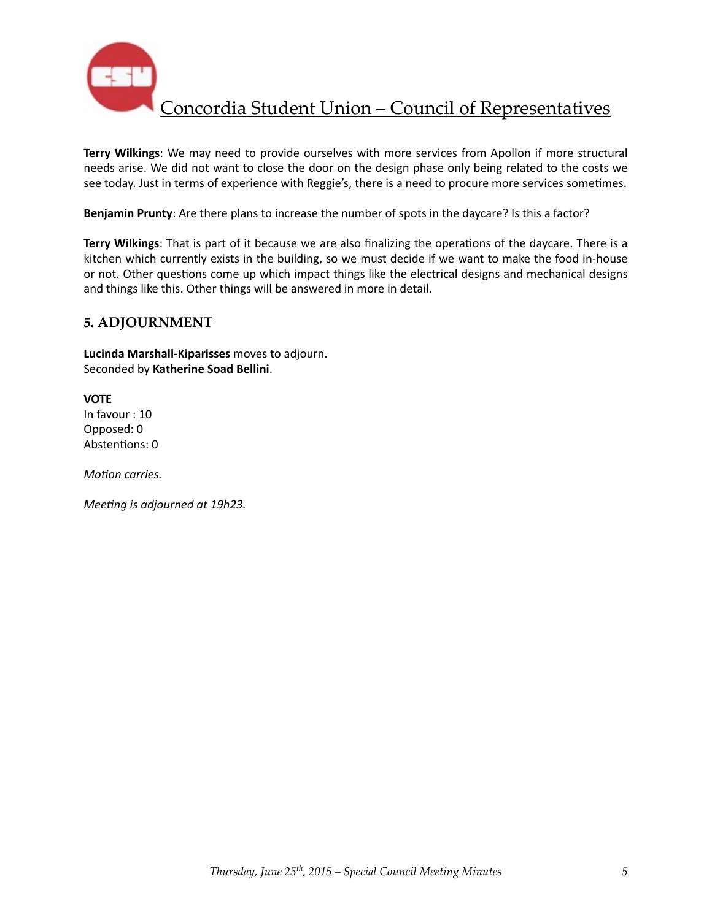**Terry Wilkings**: We may need to provide ourselves with more services from Apollon if more structural needs arise. We did not want to close the door on the design phase only being related to the costs we see today. Just in terms of experience with Reggie's, there is a need to procure more services sometimes.

**Benjamin Prunty**: Are there plans to increase the number of spots in the daycare? Is this a factor?

**Terry Wilkings**: That is part of it because we are also finalizing the operations of the daycare. There is a kitchen which currently exists in the building, so we must decide if we want to make the food in-house or not. Other questions come up which impact things like the electrical designs and mechanical designs and things like this. Other things will be answered in more in detail.

## 5. ADJOURNMENT

**Lucinda Marshall-Kiparisses** moves to adjourn.
Seconded by **Katherine Soad Bellini**.

**VOTE**
In favour : 10
Opposed: 0
Abstentions: 0

*Motion carries.*

*Meeting is adjourned at 19h23.*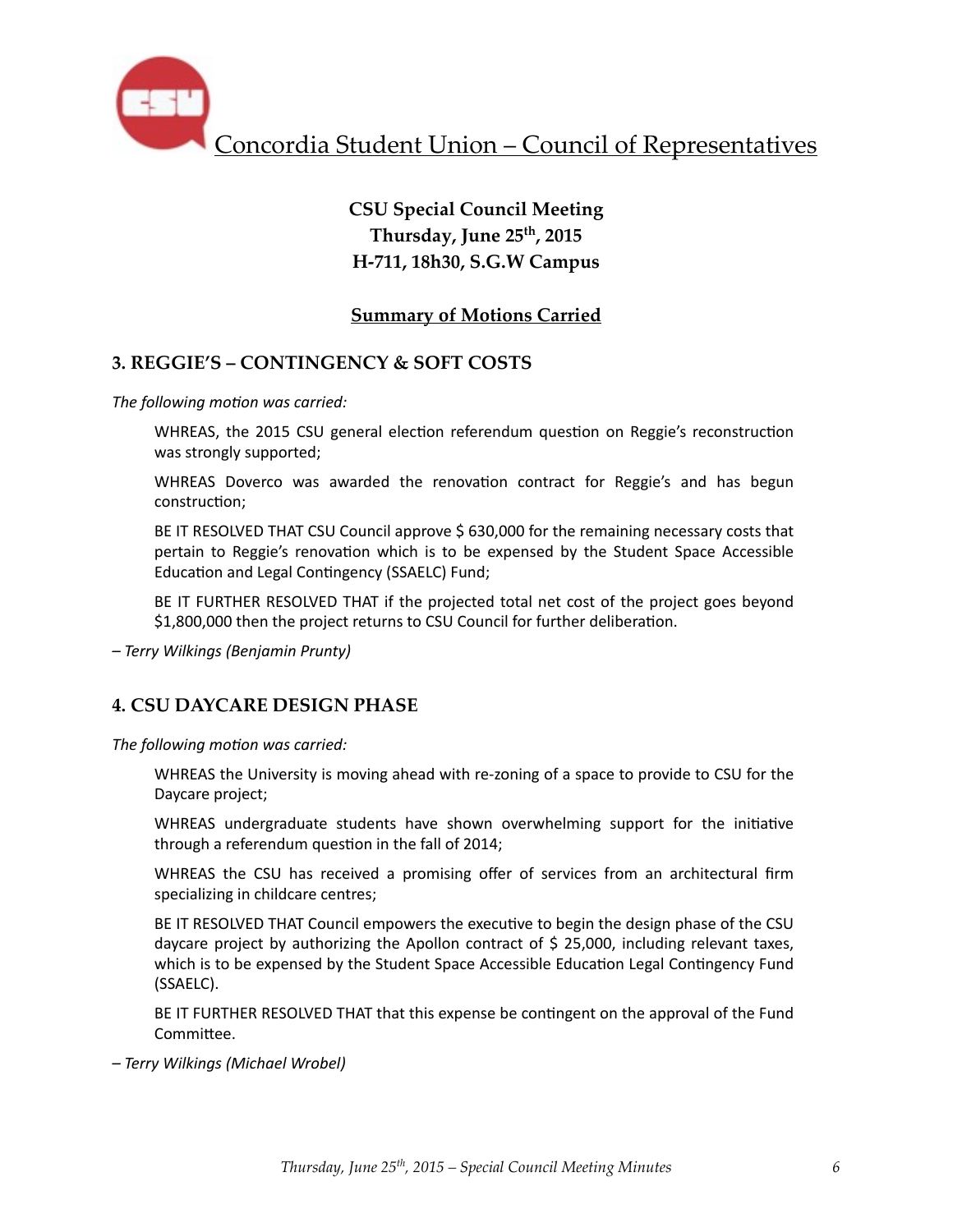Concordia Student Union – Council of Representatives

**CSU Special Council Meeting**
**Thursday, June 25th, 2015**
**H-711, 18h30, S.G.W Campus**

**Summary of Motions Carried**

## 3. REGGIE'S – CONTINGENCY & SOFT COSTS

*The following motion was carried:*

> WHREAS, the 2015 CSU general election referendum question on Reggie's reconstruction was strongly supported;
>
> WHREAS Doverco was awarded the renovation contract for Reggie's and has begun construction;
>
> BE IT RESOLVED THAT CSU Council approve $ 630,000 for the remaining necessary costs that pertain to Reggie's renovation which is to be expensed by the Student Space Accessible Education and Legal Contingency (SSAELC) Fund;
>
> BE IT FURTHER RESOLVED THAT if the projected total net cost of the project goes beyond $1,800,000 then the project returns to CSU Council for further deliberation.

*– Terry Wilkings (Benjamin Prunty)*

## 4. CSU DAYCARE DESIGN PHASE

*The following motion was carried:*

> WHREAS the University is moving ahead with re-zoning of a space to provide to CSU for the Daycare project;
>
> WHREAS undergraduate students have shown overwhelming support for the initiative through a referendum question in the fall of 2014;
>
> WHREAS the CSU has received a promising offer of services from an architectural firm specializing in childcare centres;
>
> BE IT RESOLVED THAT Council empowers the executive to begin the design phase of the CSU daycare project by authorizing the Apollon contract of $ 25,000, including relevant taxes, which is to be expensed by the Student Space Accessible Education Legal Contingency Fund (SSAELC).
>
> BE IT FURTHER RESOLVED THAT that this expense be contingent on the approval of the Fund Committee.

*– Terry Wilkings (Michael Wrobel)*